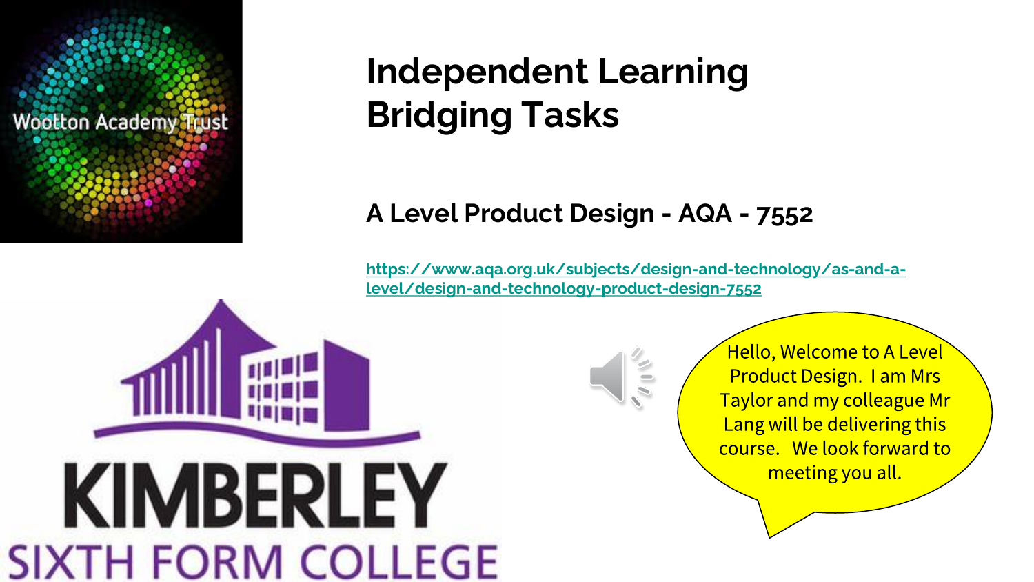Wootton Academy Trust

# Independent Learning Bridging Tasks

## A Level Product Design - AQA - 7552

https://www.aqa.org.uk/subjects/design-and-technology/as-and-a-level/design-and-technology-product-design-7552

KIMBERLEY SIXTH FORM COLLEGE

Hello, Welcome to A Level Product Design. I am Mrs Taylor and my colleague Mr Lang will be delivering this course. We look forward to meeting you all.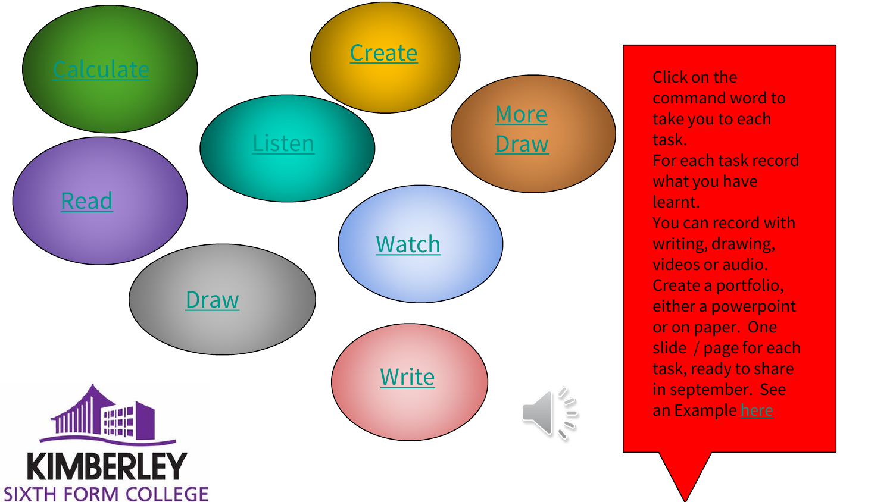Calculate

Create

Listen

More Draw

Read

Watch

Draw

Write

Click on the command word to take you to each task.
For each task record what you have learnt.
You can record with writing, drawing, videos or audio.
Create a portfolio, either a powerpoint or on paper. One slide / page for each task, ready to share in september. See an Example here

KIMBERLEY
SIXTH FORM COLLEGE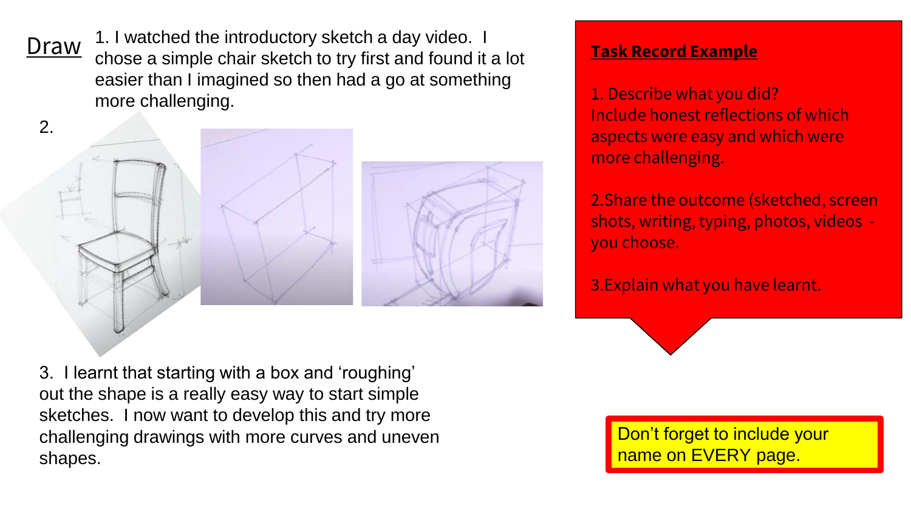## Draw

1. I watched the introductory sketch a day video. I chose a simple chair sketch to try first and found it a lot easier than I imagined so then had a go at something more challenging.

2.

3. I learnt that starting with a box and 'roughing' out the shape is a really easy way to start simple sketches. I now want to develop this and try more challenging drawings with more curves and uneven shapes.

**Task Record Example**

1. Describe what you did? Include honest reflections of which aspects were easy and which were more challenging.

2. Share the outcome (sketched, screen shots, writing, typing, photos, videos - you choose.

3. Explain what you have learnt.

Don't forget to include your name on EVERY page.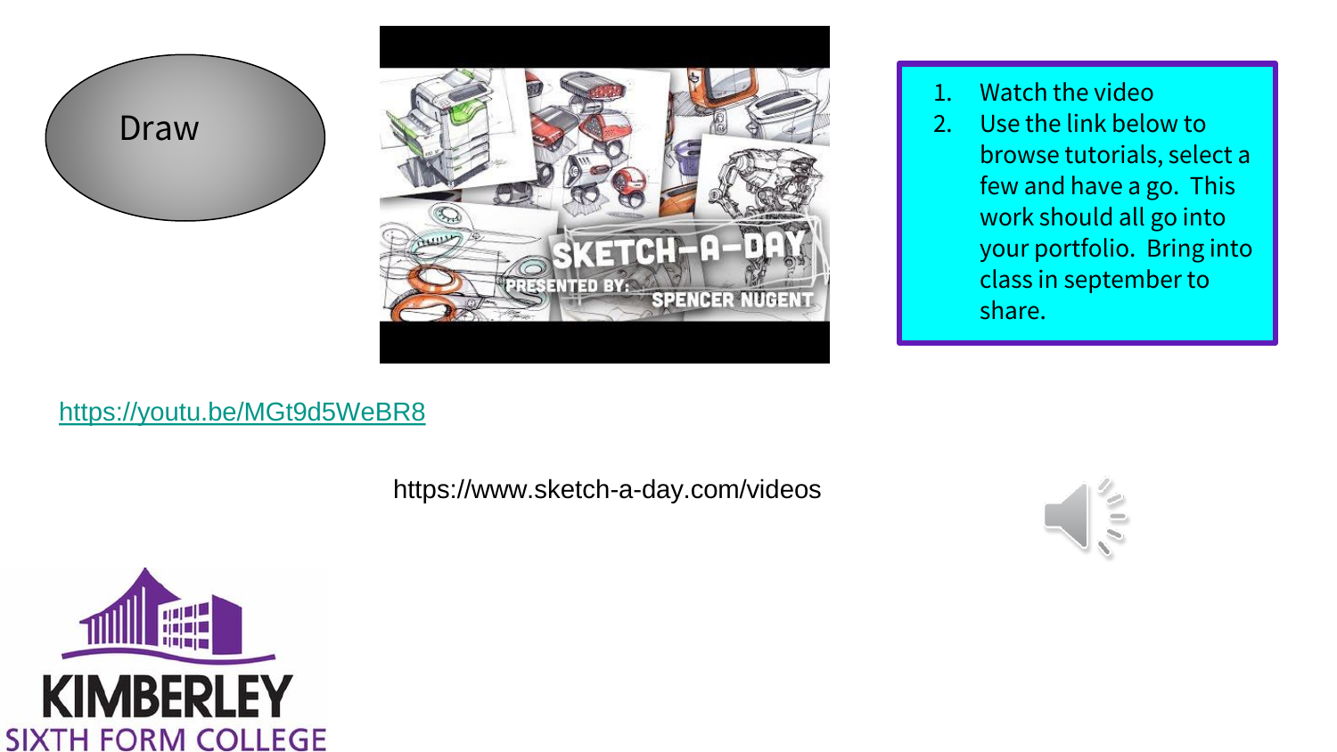# Draw

1. Watch the video
2. Use the link below to browse tutorials, select a few and have a go. This work should all go into your portfolio. Bring into class in september to share.

https://youtu.be/MGt9d5WeBR8

https://www.sketch-a-day.com/videos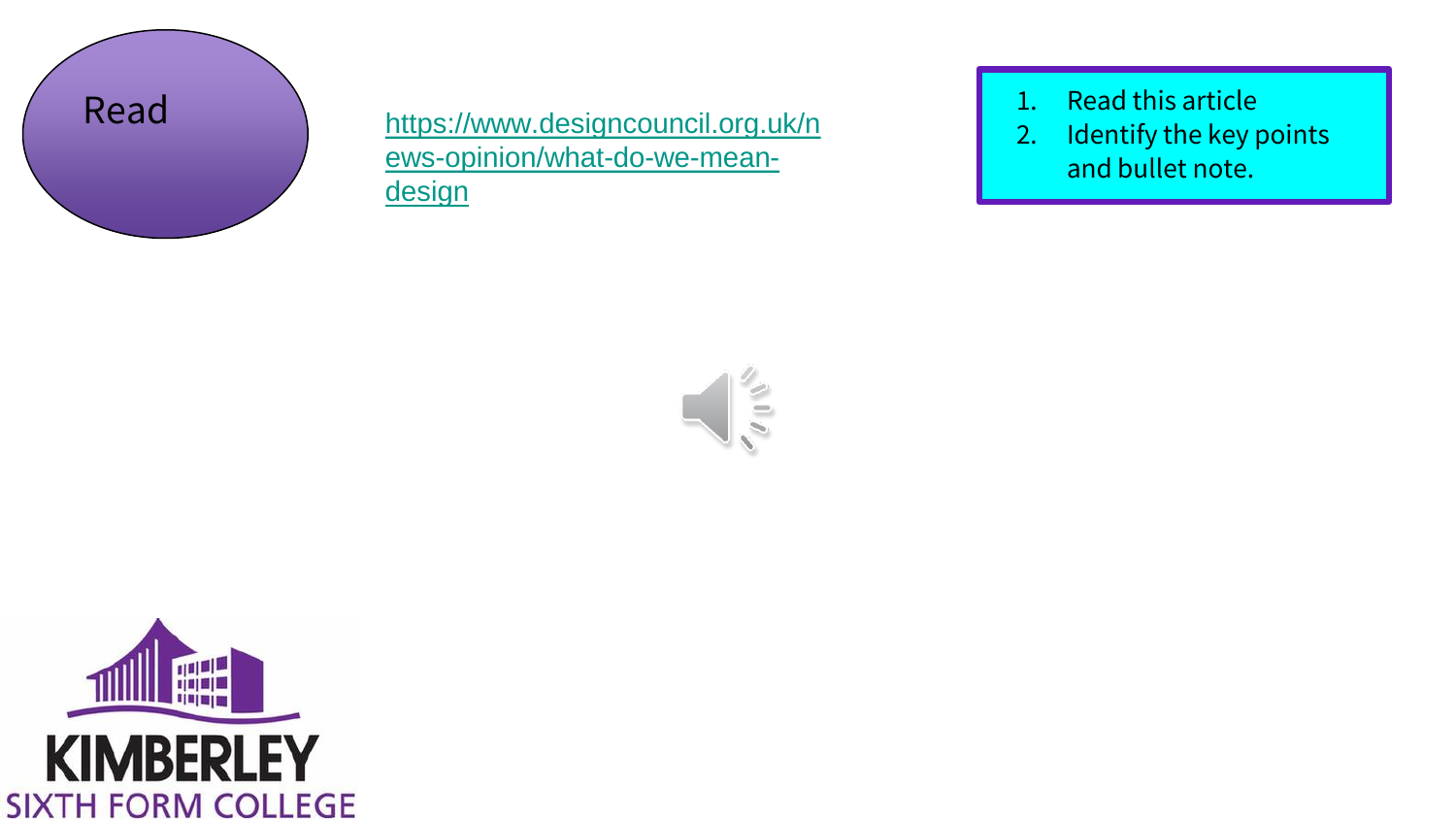# Read

https://www.designcouncil.org.uk/news-opinion/what-do-we-mean-design

1. Read this article
2. Identify the key points and bullet note.

KIMBERLEY SIXTH FORM COLLEGE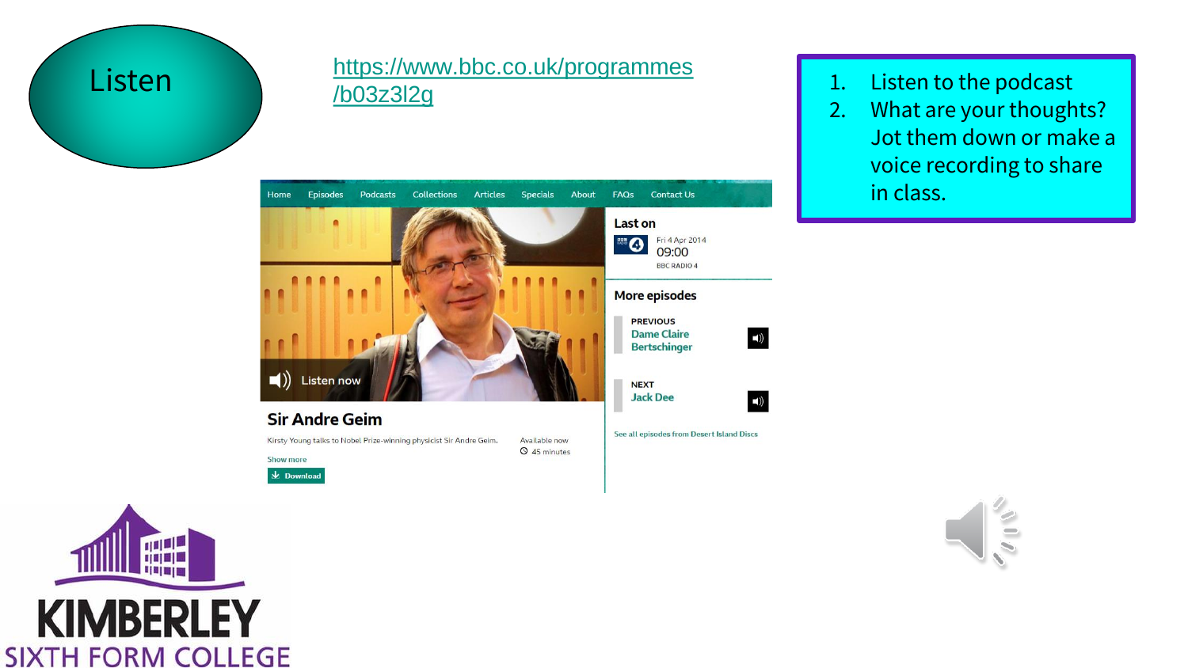# Listen

https://www.bbc.co.uk/programmes/b03z3l2g

1. Listen to the podcast
2. What are your thoughts? Jot them down or make a voice recording to share in class.

Home Episodes Podcasts Collections Articles Specials About FAQs Contact Us

Listen now

## Sir Andre Geim

Kirsty Young talks to Nobel Prize-winning physicist Sir Andre Geim.

Show more

Download

Available now

45 minutes

**Last on**

Fri 4 Apr 2014

09:00

BBC RADIO 4

**More episodes**

PREVIOUS

Dame Claire Bertschinger

NEXT

Jack Dee

See all episodes from Desert Island Discs

KIMBERLEY SIXTH FORM COLLEGE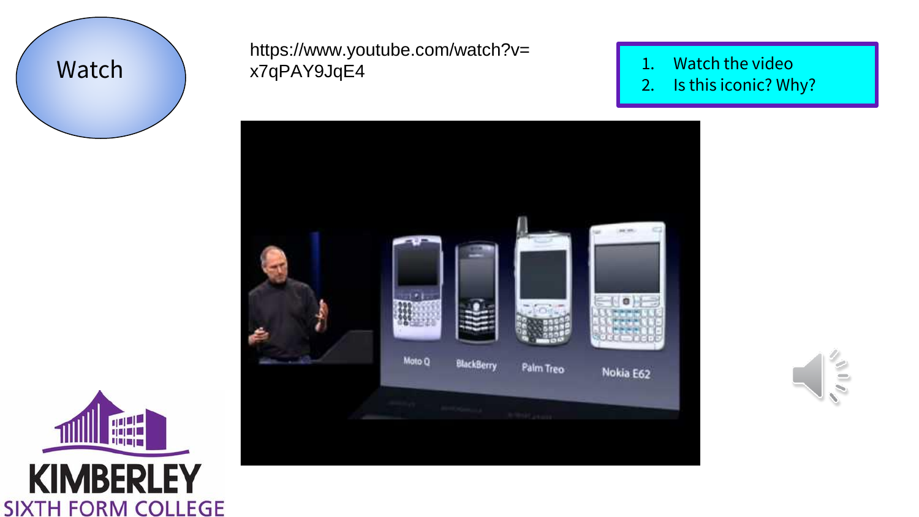# Watch

https://www.youtube.com/watch?v=x7qPAY9JqE4

1. Watch the video
2. Is this iconic? Why?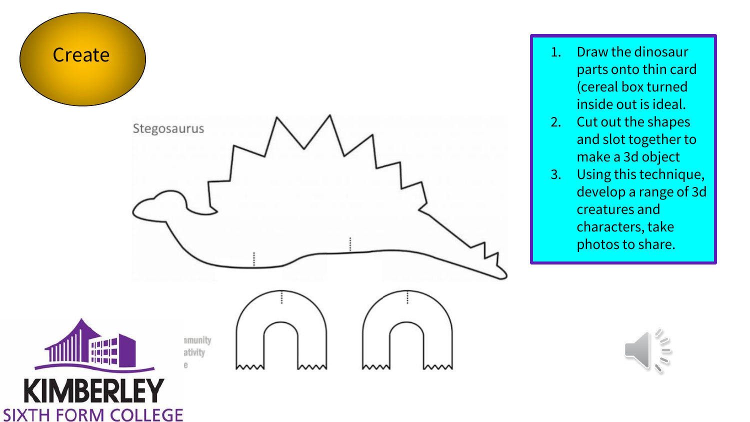# Create

Stegosaurus

1. Draw the dinosaur parts onto thin card (cereal box turned inside out is ideal.
2. Cut out the shapes and slot together to make a 3d object
3. Using this technique, develop a range of 3d creatures and characters, take photos to share.

KIMBERLEY SIXTH FORM COLLEGE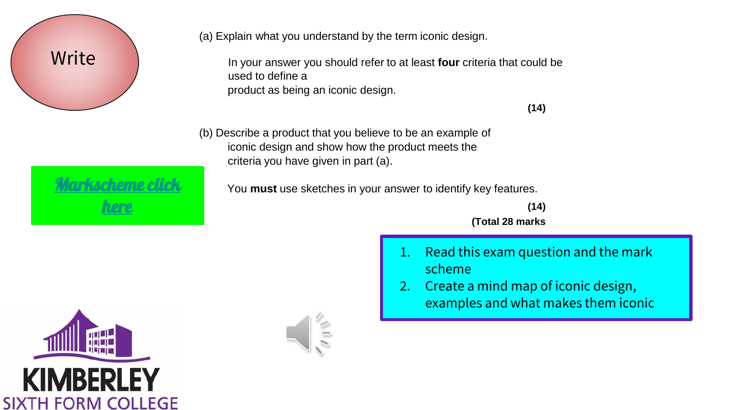Write

(a) Explain what you understand by the term iconic design.

In your answer you should refer to at least **four** criteria that could be used to define a product as being an iconic design.

**(14)**

(b) Describe a product that you believe to be an example of iconic design and show how the product meets the criteria you have given in part (a).

You **must** use sketches in your answer to identify key features.

**(14)**

**(Total 28 marks)**

Markscheme click here

1. Read this exam question and the mark scheme
2. Create a mind map of iconic design, examples and what makes them iconic

KIMBERLEY SIXTH FORM COLLEGE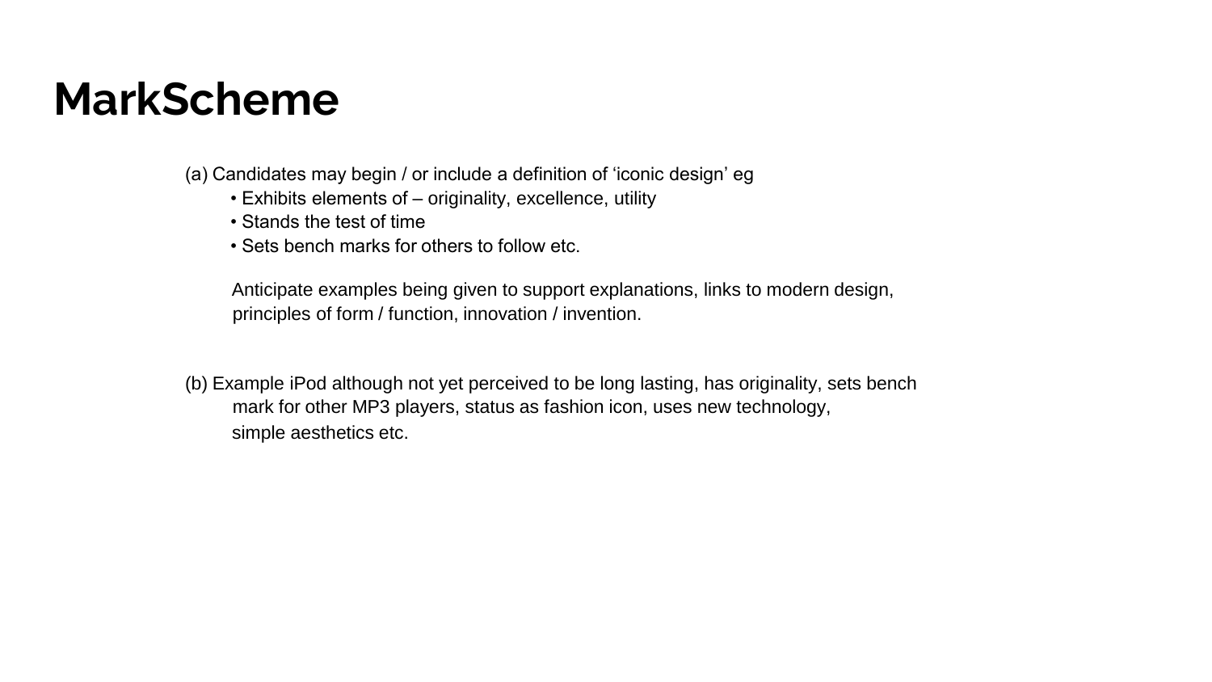# MarkScheme

(a) Candidates may begin / or include a definition of 'iconic design' eg

- Exhibits elements of – originality, excellence, utility
- Stands the test of time
- Sets bench marks for others to follow etc.

Anticipate examples being given to support explanations, links to modern design, principles of form / function, innovation / invention.

(b) Example iPod although not yet perceived to be long lasting, has originality, sets bench mark for other MP3 players, status as fashion icon, uses new technology, simple aesthetics etc.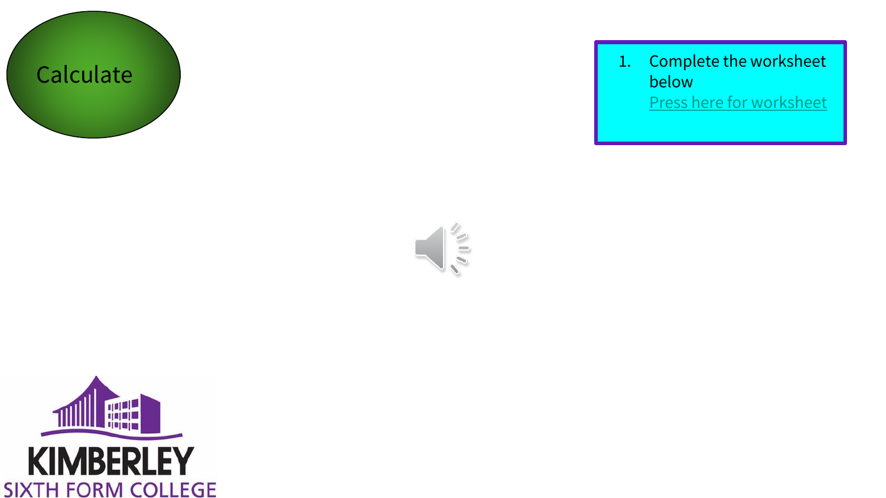Calculate

1. Complete the worksheet below
   Press here for worksheet

KIMBERLEY
SIXTH FORM COLLEGE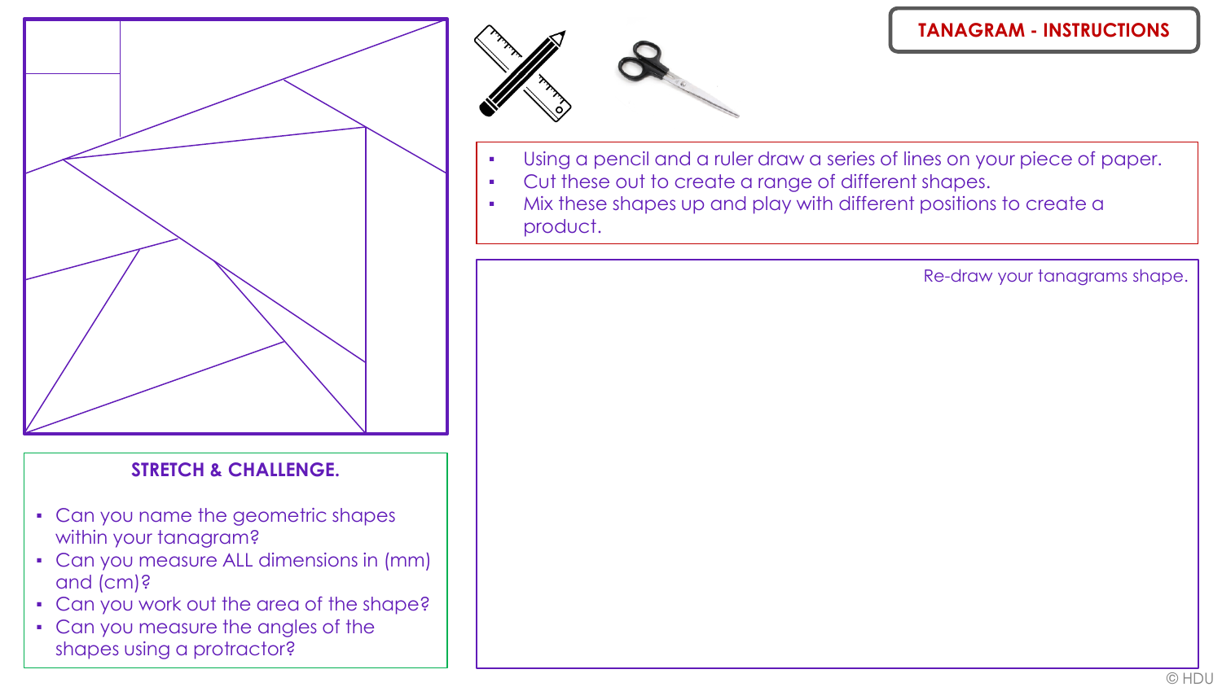# TANAGRAM - INSTRUCTIONS

- Using a pencil and a ruler draw a series of lines on your piece of paper.
- Cut these out to create a range of different shapes.
- Mix these shapes up and play with different positions to create a product.

Re-draw your tanagrams shape.

**STRETCH & CHALLENGE.**

- Can you name the geometric shapes within your tanagram?
- Can you measure ALL dimensions in (mm) and (cm)?
- Can you work out the area of the shape?
- Can you measure the angles of the shapes using a protractor?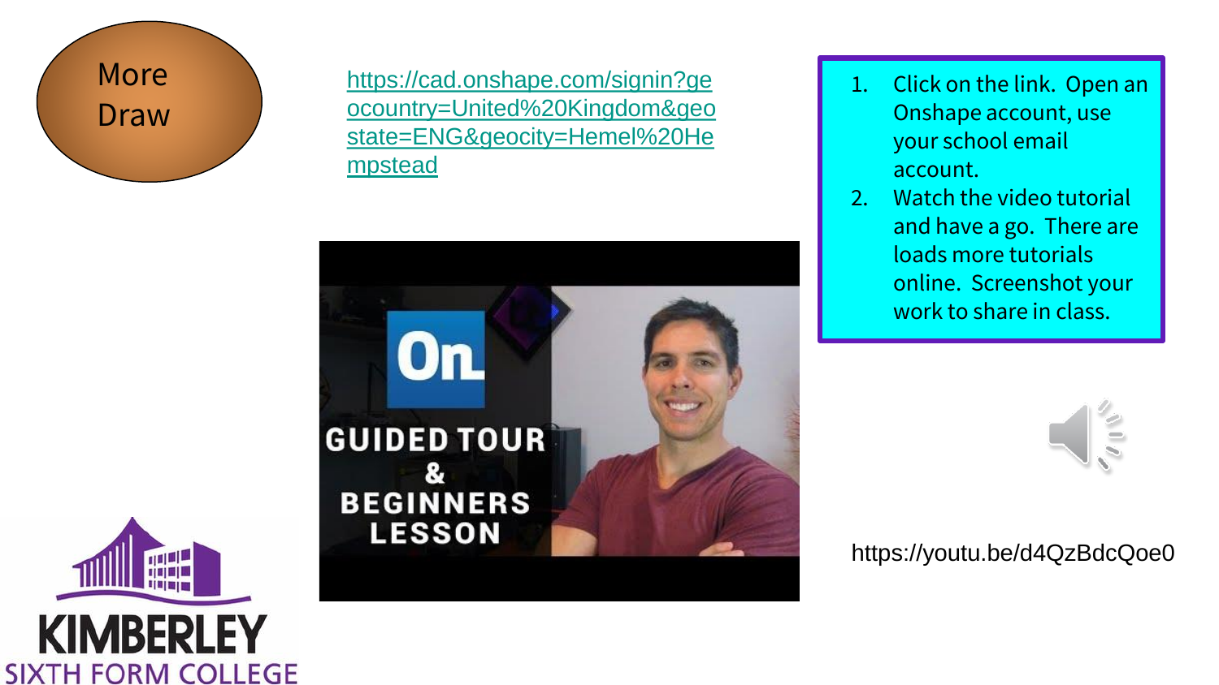More Draw

https://cad.onshape.com/signin?geocountry=United%20Kingdom&geostate=ENG&geocity=Hemel%20Hempstead

1. Click on the link. Open an Onshape account, use your school email account.
2. Watch the video tutorial and have a go. There are loads more tutorials online. Screenshot your work to share in class.

GUIDED TOUR & BEGINNERS LESSON

https://youtu.be/d4QzBdcQoe0

KIMBERLEY SIXTH FORM COLLEGE